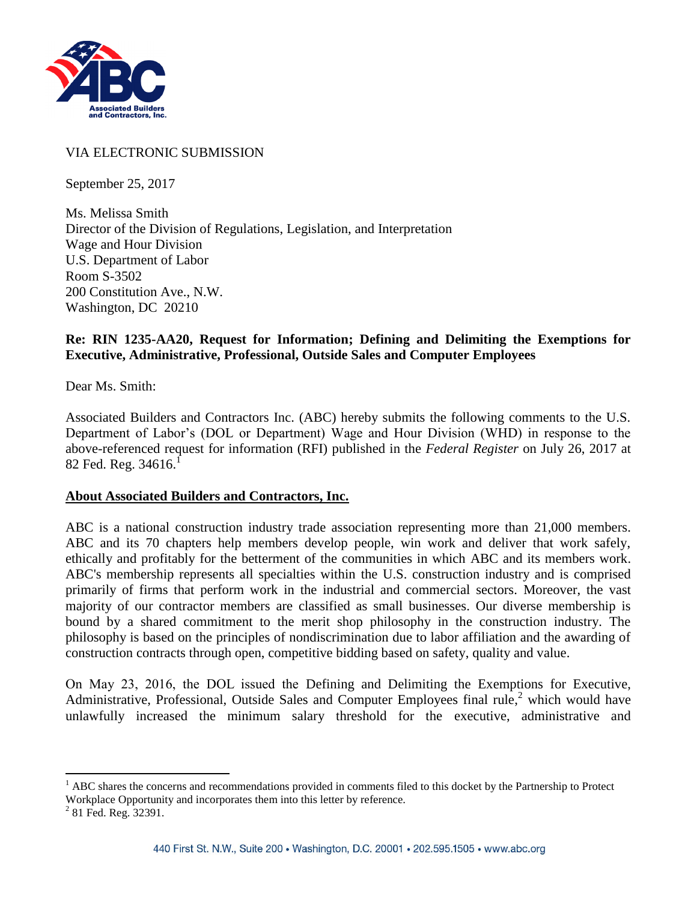VIA ELECTRONIC SUBMISSION

September 25, 2017

Ms. Melissa Smith
Director of the Division of Regulations, Legislation, and Interpretation
Wage and Hour Division
U.S. Department of Labor
Room S-3502
200 Constitution Ave., N.W.
Washington, DC 20210

**Re: RIN 1235-AA20, Request for Information; Defining and Delimiting the Exemptions for Executive, Administrative, Professional, Outside Sales and Computer Employees**

Dear Ms. Smith:

Associated Builders and Contractors Inc. (ABC) hereby submits the following comments to the U.S. Department of Labor's (DOL or Department) Wage and Hour Division (WHD) in response to the above-referenced request for information (RFI) published in the *Federal Register* on July 26, 2017 at 82 Fed. Reg. 34616.[1]

**About Associated Builders and Contractors, Inc.**

ABC is a national construction industry trade association representing more than 21,000 members. ABC and its 70 chapters help members develop people, win work and deliver that work safely, ethically and profitably for the betterment of the communities in which ABC and its members work. ABC's membership represents all specialties within the U.S. construction industry and is comprised primarily of firms that perform work in the industrial and commercial sectors. Moreover, the vast majority of our contractor members are classified as small businesses. Our diverse membership is bound by a shared commitment to the merit shop philosophy in the construction industry. The philosophy is based on the principles of nondiscrimination due to labor affiliation and the awarding of construction contracts through open, competitive bidding based on safety, quality and value.

On May 23, 2016, the DOL issued the Defining and Delimiting the Exemptions for Executive, Administrative, Professional, Outside Sales and Computer Employees final rule,[2] which would have unlawfully increased the minimum salary threshold for the executive, administrative and

---

[1] ABC shares the concerns and recommendations provided in comments filed to this docket by the Partnership to Protect Workplace Opportunity and incorporates them into this letter by reference.

[2] 81 Fed. Reg. 32391.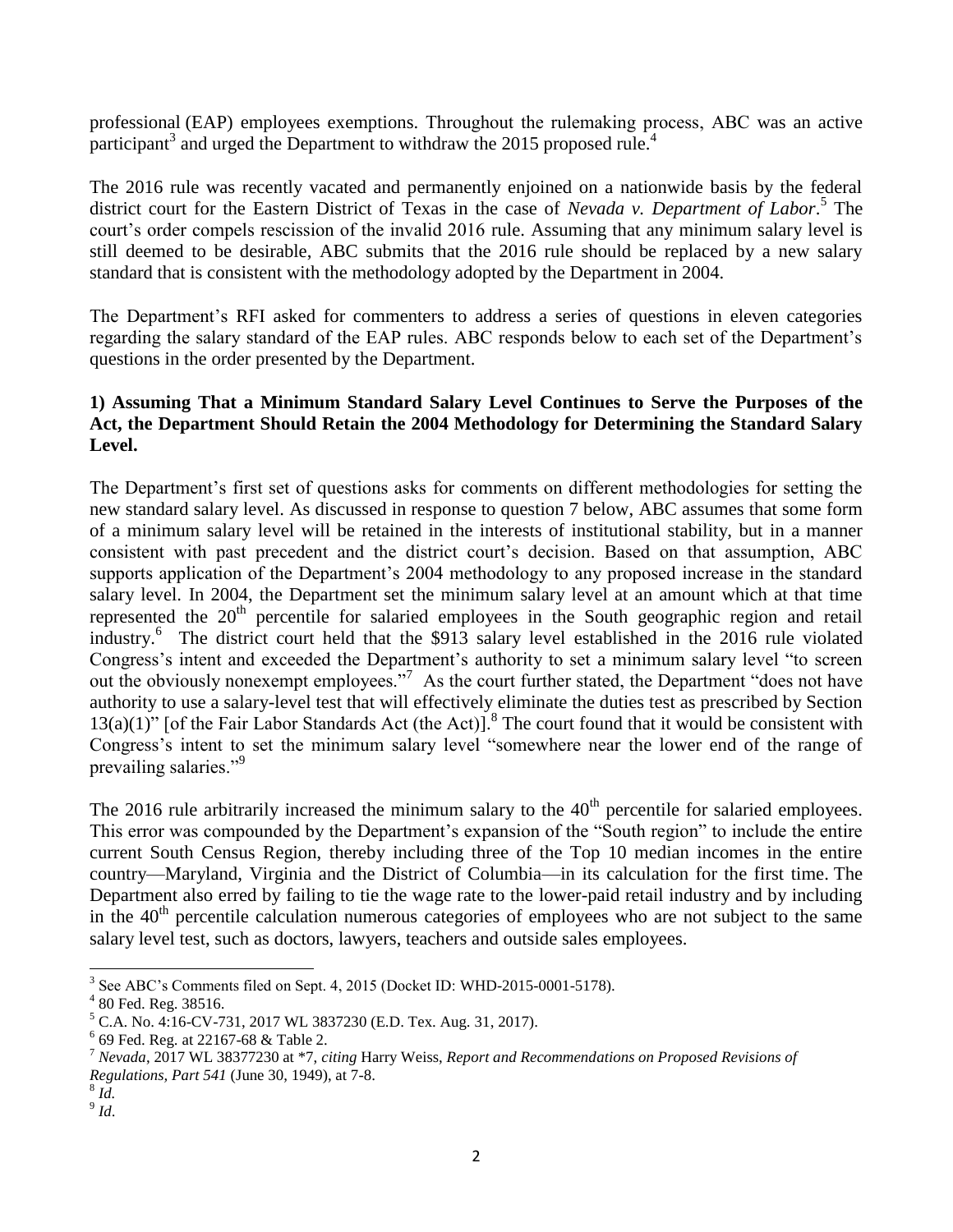professional (EAP) employees exemptions. Throughout the rulemaking process, ABC was an active participant[3] and urged the Department to withdraw the 2015 proposed rule.[4]

The 2016 rule was recently vacated and permanently enjoined on a nationwide basis by the federal district court for the Eastern District of Texas in the case of *Nevada v. Department of Labor*.[5] The court's order compels rescission of the invalid 2016 rule. Assuming that any minimum salary level is still deemed to be desirable, ABC submits that the 2016 rule should be replaced by a new salary standard that is consistent with the methodology adopted by the Department in 2004.

The Department's RFI asked for commenters to address a series of questions in eleven categories regarding the salary standard of the EAP rules. ABC responds below to each set of the Department's questions in the order presented by the Department.

**1) Assuming That a Minimum Standard Salary Level Continues to Serve the Purposes of the Act, the Department Should Retain the 2004 Methodology for Determining the Standard Salary Level.**

The Department's first set of questions asks for comments on different methodologies for setting the new standard salary level. As discussed in response to question 7 below, ABC assumes that some form of a minimum salary level will be retained in the interests of institutional stability, but in a manner consistent with past precedent and the district court's decision. Based on that assumption, ABC supports application of the Department's 2004 methodology to any proposed increase in the standard salary level. In 2004, the Department set the minimum salary level at an amount which at that time represented the 20th percentile for salaried employees in the South geographic region and retail industry.[6] The district court held that the $913 salary level established in the 2016 rule violated Congress's intent and exceeded the Department's authority to set a minimum salary level "to screen out the obviously nonexempt employees."[7] As the court further stated, the Department "does not have authority to use a salary-level test that will effectively eliminate the duties test as prescribed by Section 13(a)(1)" [of the Fair Labor Standards Act (the Act)].[8] The court found that it would be consistent with Congress's intent to set the minimum salary level "somewhere near the lower end of the range of prevailing salaries."[9]

The 2016 rule arbitrarily increased the minimum salary to the 40th percentile for salaried employees. This error was compounded by the Department's expansion of the "South region" to include the entire current South Census Region, thereby including three of the Top 10 median incomes in the entire country—Maryland, Virginia and the District of Columbia—in its calculation for the first time. The Department also erred by failing to tie the wage rate to the lower-paid retail industry and by including in the 40th percentile calculation numerous categories of employees who are not subject to the same salary level test, such as doctors, lawyers, teachers and outside sales employees.

---

[3] See ABC's Comments filed on Sept. 4, 2015 (Docket ID: WHD-2015-0001-5178).

[4] 80 Fed. Reg. 38516.

[5] C.A. No. 4:16-CV-731, 2017 WL 3837230 (E.D. Tex. Aug. 31, 2017).

[6] 69 Fed. Reg. at 22167-68 & Table 2.

[7] *Nevada*, 2017 WL 38377230 at *7, *citing* Harry Weiss, *Report and Recommendations on Proposed Revisions of Regulations, Part 541* (June 30, 1949), at 7-8.

[8] *Id.*

[9] *Id.*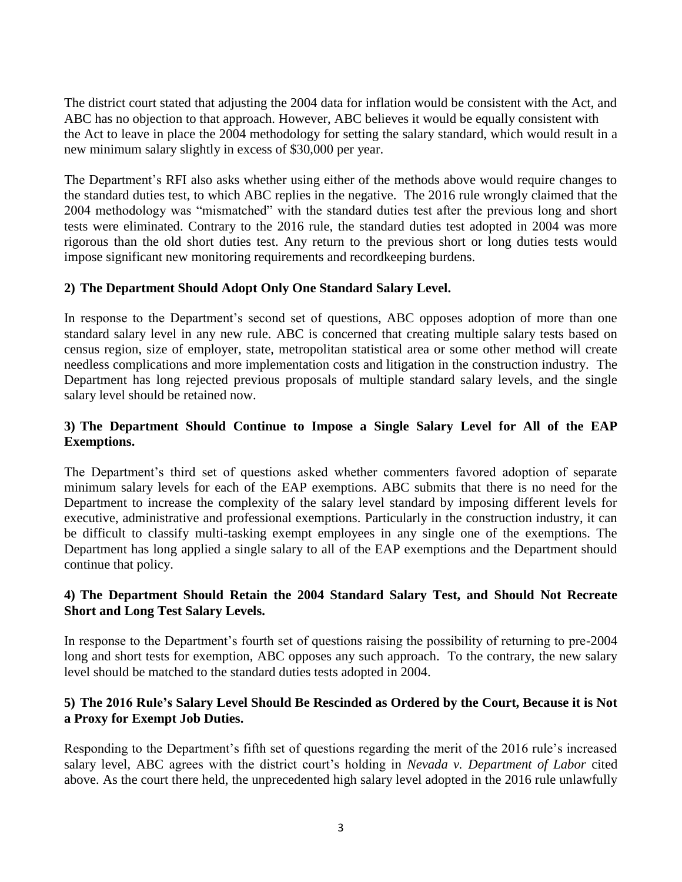The district court stated that adjusting the 2004 data for inflation would be consistent with the Act, and ABC has no objection to that approach. However, ABC believes it would be equally consistent with the Act to leave in place the 2004 methodology for setting the salary standard, which would result in a new minimum salary slightly in excess of $30,000 per year.

The Department's RFI also asks whether using either of the methods above would require changes to the standard duties test, to which ABC replies in the negative. The 2016 rule wrongly claimed that the 2004 methodology was "mismatched" with the standard duties test after the previous long and short tests were eliminated. Contrary to the 2016 rule, the standard duties test adopted in 2004 was more rigorous than the old short duties test. Any return to the previous short or long duties tests would impose significant new monitoring requirements and recordkeeping burdens.

**2) The Department Should Adopt Only One Standard Salary Level.**

In response to the Department's second set of questions, ABC opposes adoption of more than one standard salary level in any new rule. ABC is concerned that creating multiple salary tests based on census region, size of employer, state, metropolitan statistical area or some other method will create needless complications and more implementation costs and litigation in the construction industry. The Department has long rejected previous proposals of multiple standard salary levels, and the single salary level should be retained now.

**3) The Department Should Continue to Impose a Single Salary Level for All of the EAP Exemptions.**

The Department's third set of questions asked whether commenters favored adoption of separate minimum salary levels for each of the EAP exemptions. ABC submits that there is no need for the Department to increase the complexity of the salary level standard by imposing different levels for executive, administrative and professional exemptions. Particularly in the construction industry, it can be difficult to classify multi-tasking exempt employees in any single one of the exemptions. The Department has long applied a single salary to all of the EAP exemptions and the Department should continue that policy.

**4) The Department Should Retain the 2004 Standard Salary Test, and Should Not Recreate Short and Long Test Salary Levels.**

In response to the Department's fourth set of questions raising the possibility of returning to pre-2004 long and short tests for exemption, ABC opposes any such approach. To the contrary, the new salary level should be matched to the standard duties tests adopted in 2004.

**5) The 2016 Rule's Salary Level Should Be Rescinded as Ordered by the Court, Because it is Not a Proxy for Exempt Job Duties.**

Responding to the Department's fifth set of questions regarding the merit of the 2016 rule's increased salary level, ABC agrees with the district court's holding in *Nevada v. Department of Labor* cited above. As the court there held, the unprecedented high salary level adopted in the 2016 rule unlawfully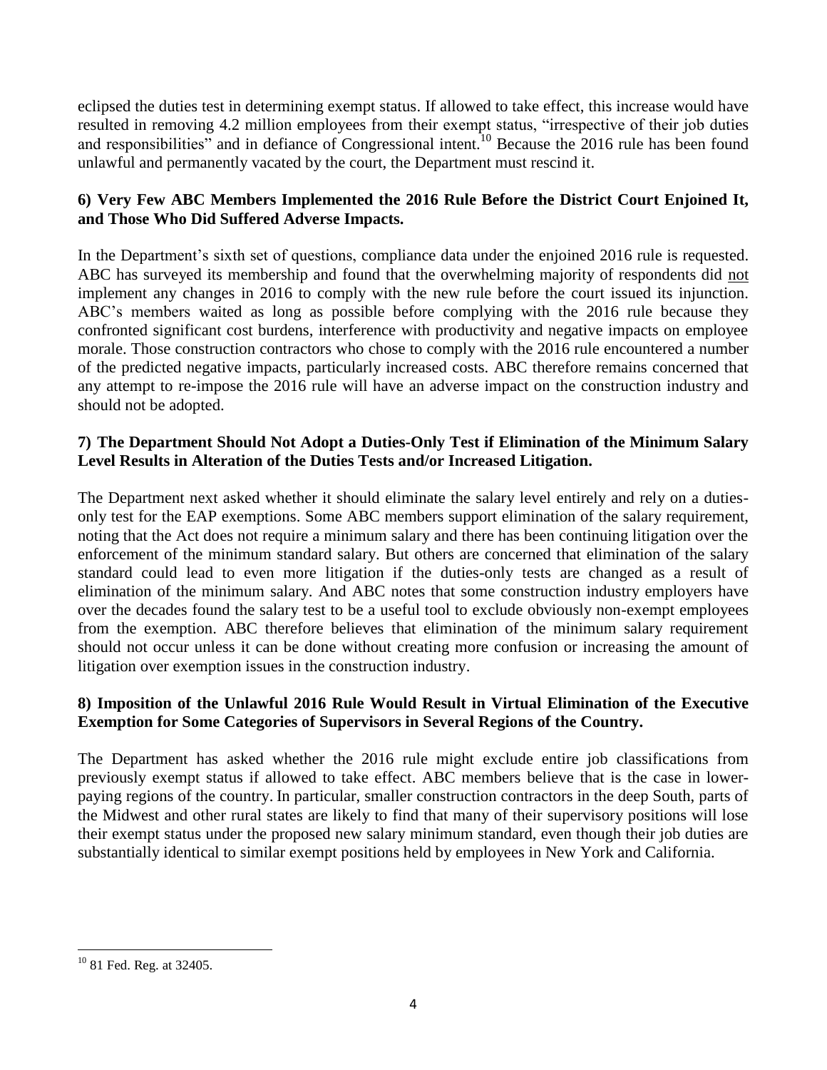eclipsed the duties test in determining exempt status. If allowed to take effect, this increase would have resulted in removing 4.2 million employees from their exempt status, "irrespective of their job duties and responsibilities" and in defiance of Congressional intent.[10] Because the 2016 rule has been found unlawful and permanently vacated by the court, the Department must rescind it.

**6) Very Few ABC Members Implemented the 2016 Rule Before the District Court Enjoined It, and Those Who Did Suffered Adverse Impacts.**

In the Department's sixth set of questions, compliance data under the enjoined 2016 rule is requested. ABC has surveyed its membership and found that the overwhelming majority of respondents did not implement any changes in 2016 to comply with the new rule before the court issued its injunction. ABC's members waited as long as possible before complying with the 2016 rule because they confronted significant cost burdens, interference with productivity and negative impacts on employee morale. Those construction contractors who chose to comply with the 2016 rule encountered a number of the predicted negative impacts, particularly increased costs. ABC therefore remains concerned that any attempt to re-impose the 2016 rule will have an adverse impact on the construction industry and should not be adopted.

**7) The Department Should Not Adopt a Duties-Only Test if Elimination of the Minimum Salary Level Results in Alteration of the Duties Tests and/or Increased Litigation.**

The Department next asked whether it should eliminate the salary level entirely and rely on a duties-only test for the EAP exemptions. Some ABC members support elimination of the salary requirement, noting that the Act does not require a minimum salary and there has been continuing litigation over the enforcement of the minimum standard salary. But others are concerned that elimination of the salary standard could lead to even more litigation if the duties-only tests are changed as a result of elimination of the minimum salary. And ABC notes that some construction industry employers have over the decades found the salary test to be a useful tool to exclude obviously non-exempt employees from the exemption. ABC therefore believes that elimination of the minimum salary requirement should not occur unless it can be done without creating more confusion or increasing the amount of litigation over exemption issues in the construction industry.

**8) Imposition of the Unlawful 2016 Rule Would Result in Virtual Elimination of the Executive Exemption for Some Categories of Supervisors in Several Regions of the Country.**

The Department has asked whether the 2016 rule might exclude entire job classifications from previously exempt status if allowed to take effect. ABC members believe that is the case in lower-paying regions of the country. In particular, smaller construction contractors in the deep South, parts of the Midwest and other rural states are likely to find that many of their supervisory positions will lose their exempt status under the proposed new salary minimum standard, even though their job duties are substantially identical to similar exempt positions held by employees in New York and California.

---

[10] 81 Fed. Reg. at 32405.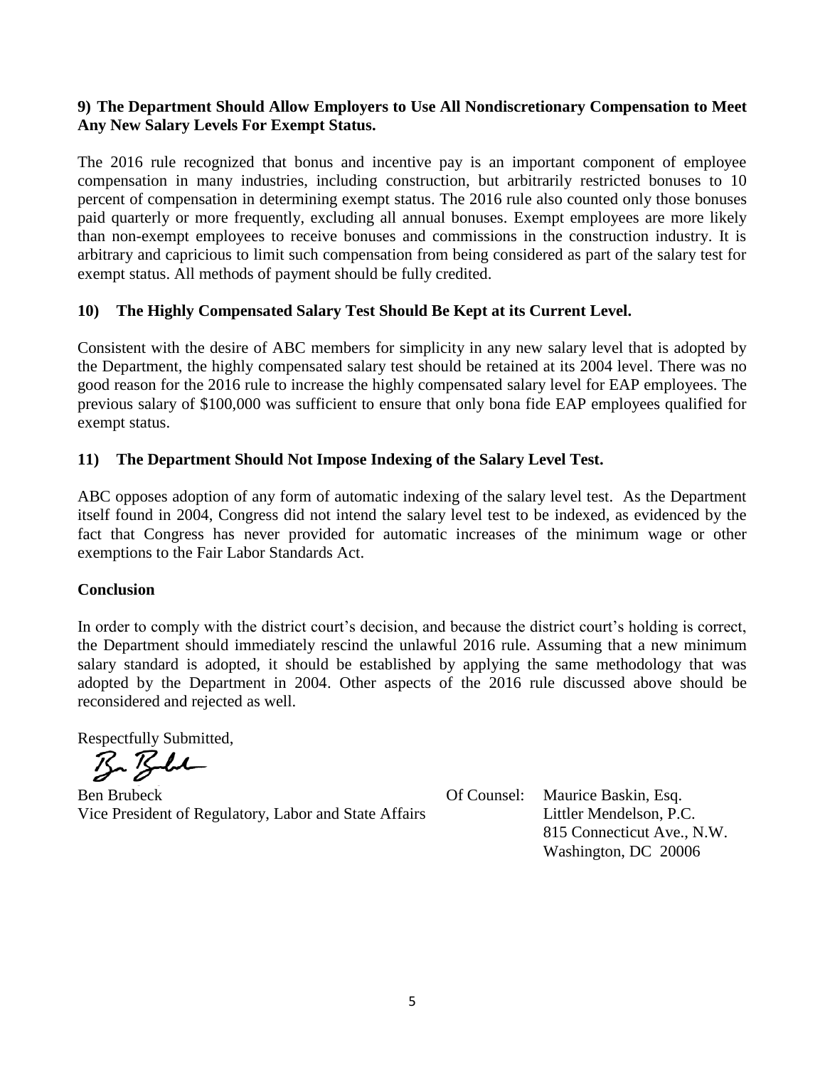**9) The Department Should Allow Employers to Use All Nondiscretionary Compensation to Meet Any New Salary Levels For Exempt Status.**

The 2016 rule recognized that bonus and incentive pay is an important component of employee compensation in many industries, including construction, but arbitrarily restricted bonuses to 10 percent of compensation in determining exempt status. The 2016 rule also counted only those bonuses paid quarterly or more frequently, excluding all annual bonuses. Exempt employees are more likely than non-exempt employees to receive bonuses and commissions in the construction industry. It is arbitrary and capricious to limit such compensation from being considered as part of the salary test for exempt status. All methods of payment should be fully credited.

**10) The Highly Compensated Salary Test Should Be Kept at its Current Level.**

Consistent with the desire of ABC members for simplicity in any new salary level that is adopted by the Department, the highly compensated salary test should be retained at its 2004 level. There was no good reason for the 2016 rule to increase the highly compensated salary level for EAP employees. The previous salary of $100,000 was sufficient to ensure that only bona fide EAP employees qualified for exempt status.

**11) The Department Should Not Impose Indexing of the Salary Level Test.**

ABC opposes adoption of any form of automatic indexing of the salary level test. As the Department itself found in 2004, Congress did not intend the salary level test to be indexed, as evidenced by the fact that Congress has never provided for automatic increases of the minimum wage or other exemptions to the Fair Labor Standards Act.

**Conclusion**

In order to comply with the district court's decision, and because the district court's holding is correct, the Department should immediately rescind the unlawful 2016 rule. Assuming that a new minimum salary standard is adopted, it should be established by applying the same methodology that was adopted by the Department in 2004. Other aspects of the 2016 rule discussed above should be reconsidered and rejected as well.

Respectfully Submitted,

Ben Brubeck
Vice President of Regulatory, Labor and State Affairs

Of Counsel: Maurice Baskin, Esq.
Littler Mendelson, P.C.
815 Connecticut Ave., N.W.
Washington, DC 20006